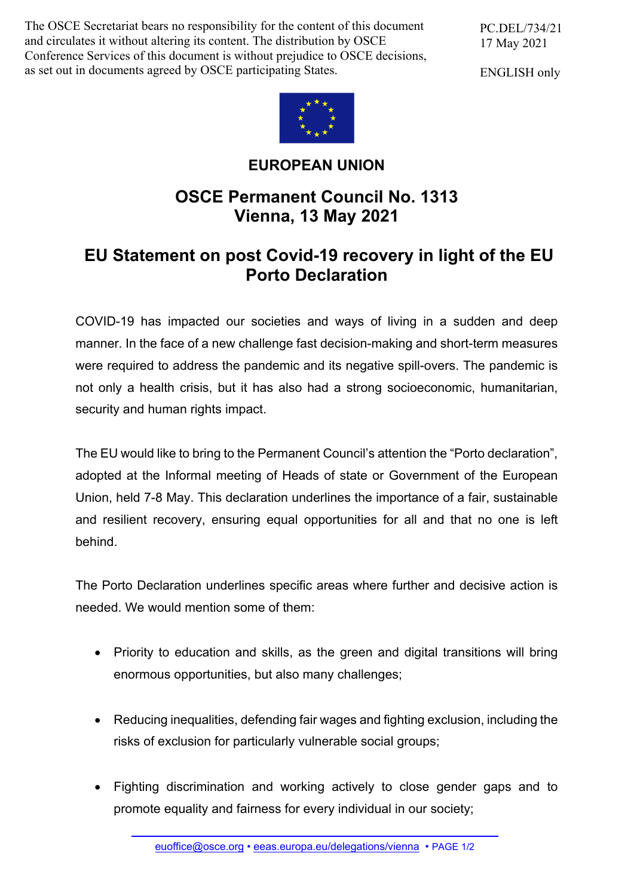The OSCE Secretariat bears no responsibility for the content of this document and circulates it without altering its content. The distribution by OSCE Conference Services of this document is without prejudice to OSCE decisions, as set out in documents agreed by OSCE participating States.

PC.DEL/734/21
17 May 2021

ENGLISH only

**EUROPEAN UNION**

# OSCE Permanent Council No. 1313
# Vienna, 13 May 2021

## EU Statement on post Covid-19 recovery in light of the EU Porto Declaration

COVID-19 has impacted our societies and ways of living in a sudden and deep manner. In the face of a new challenge fast decision-making and short-term measures were required to address the pandemic and its negative spill-overs. The pandemic is not only a health crisis, but it has also had a strong socioeconomic, humanitarian, security and human rights impact.

The EU would like to bring to the Permanent Council's attention the "Porto declaration", adopted at the Informal meeting of Heads of state or Government of the European Union, held 7-8 May. This declaration underlines the importance of a fair, sustainable and resilient recovery, ensuring equal opportunities for all and that no one is left behind.

The Porto Declaration underlines specific areas where further and decisive action is needed. We would mention some of them:

- Priority to education and skills, as the green and digital transitions will bring enormous opportunities, but also many challenges;

- Reducing inequalities, defending fair wages and fighting exclusion, including the risks of exclusion for particularly vulnerable social groups;

- Fighting discrimination and working actively to close gender gaps and to promote equality and fairness for every individual in our society;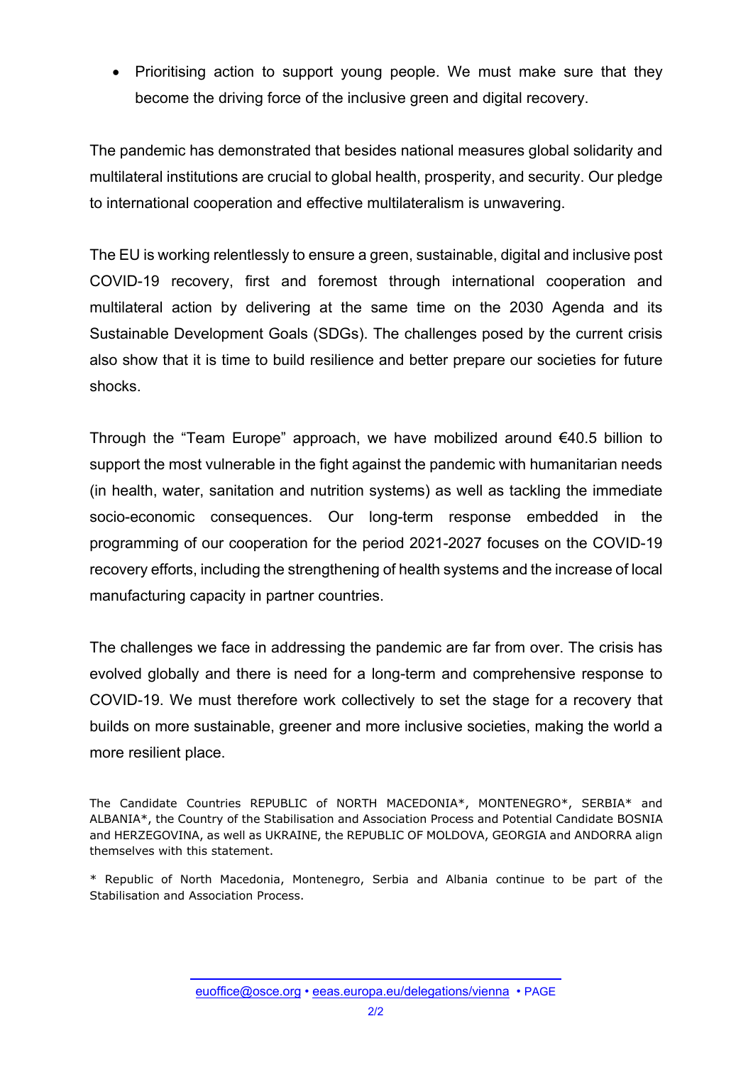- Prioritising action to support young people. We must make sure that they become the driving force of the inclusive green and digital recovery.

The pandemic has demonstrated that besides national measures global solidarity and multilateral institutions are crucial to global health, prosperity, and security. Our pledge to international cooperation and effective multilateralism is unwavering.

The EU is working relentlessly to ensure a green, sustainable, digital and inclusive post COVID-19 recovery, first and foremost through international cooperation and multilateral action by delivering at the same time on the 2030 Agenda and its Sustainable Development Goals (SDGs). The challenges posed by the current crisis also show that it is time to build resilience and better prepare our societies for future shocks.

Through the "Team Europe" approach, we have mobilized around €40.5 billion to support the most vulnerable in the fight against the pandemic with humanitarian needs (in health, water, sanitation and nutrition systems) as well as tackling the immediate socio-economic consequences. Our long-term response embedded in the programming of our cooperation for the period 2021-2027 focuses on the COVID-19 recovery efforts, including the strengthening of health systems and the increase of local manufacturing capacity in partner countries.

The challenges we face in addressing the pandemic are far from over. The crisis has evolved globally and there is need for a long-term and comprehensive response to COVID-19. We must therefore work collectively to set the stage for a recovery that builds on more sustainable, greener and more inclusive societies, making the world a more resilient place.

The Candidate Countries REPUBLIC of NORTH MACEDONIA*, MONTENEGRO*, SERBIA* and ALBANIA*, the Country of the Stabilisation and Association Process and Potential Candidate BOSNIA and HERZEGOVINA, as well as UKRAINE, the REPUBLIC OF MOLDOVA, GEORGIA and ANDORRA align themselves with this statement.

* Republic of North Macedonia, Montenegro, Serbia and Albania continue to be part of the Stabilisation and Association Process.

euoffice@osce.org • eeas.europa.eu/delegations/vienna